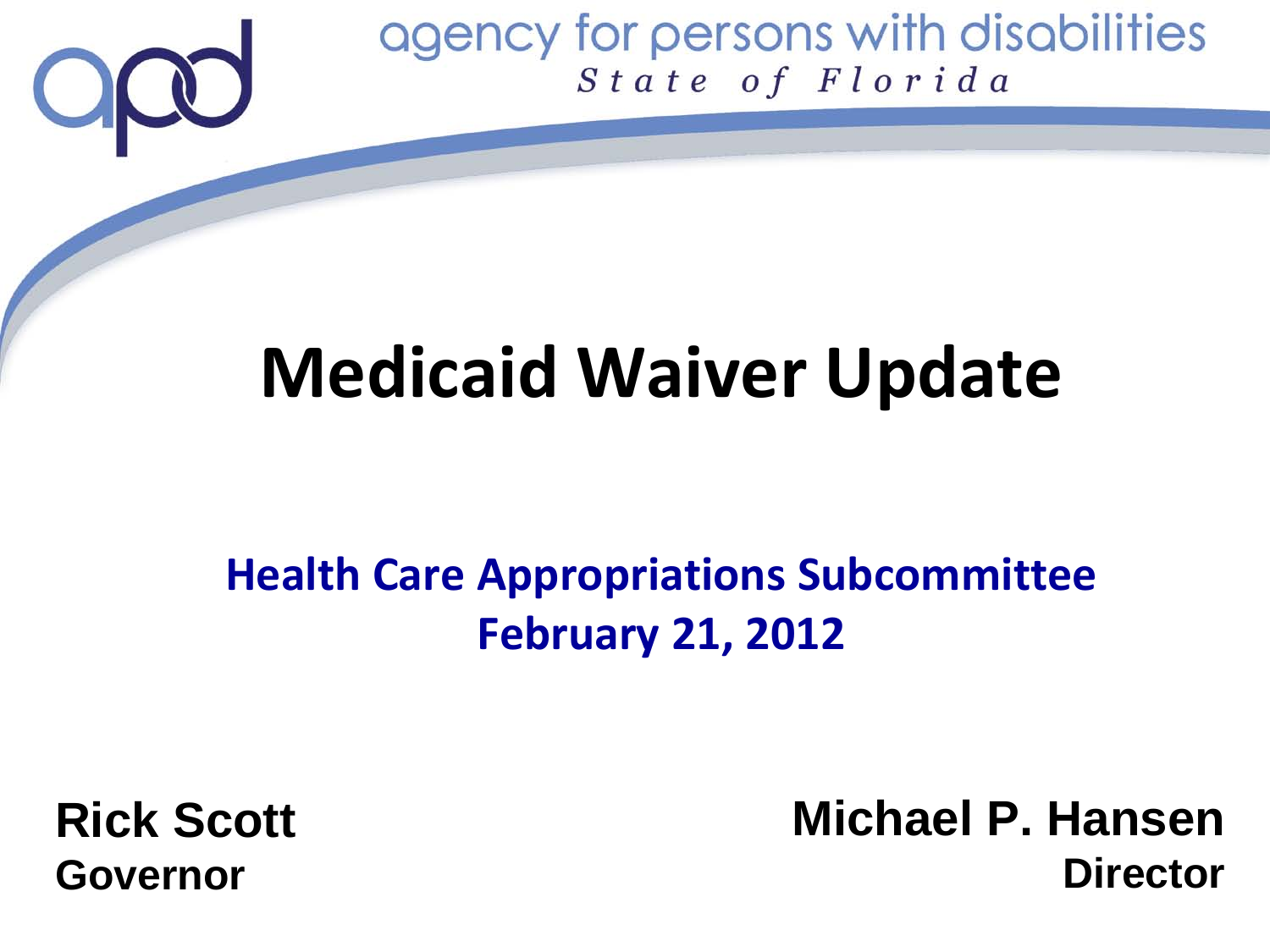agency for persons with disabilities
*State of Florida*

# Medicaid Waiver Update

## Health Care Appropriations Subcommittee
## February 21, 2012

**Rick Scott**
**Governor**

**Michael P. Hansen**
**Director**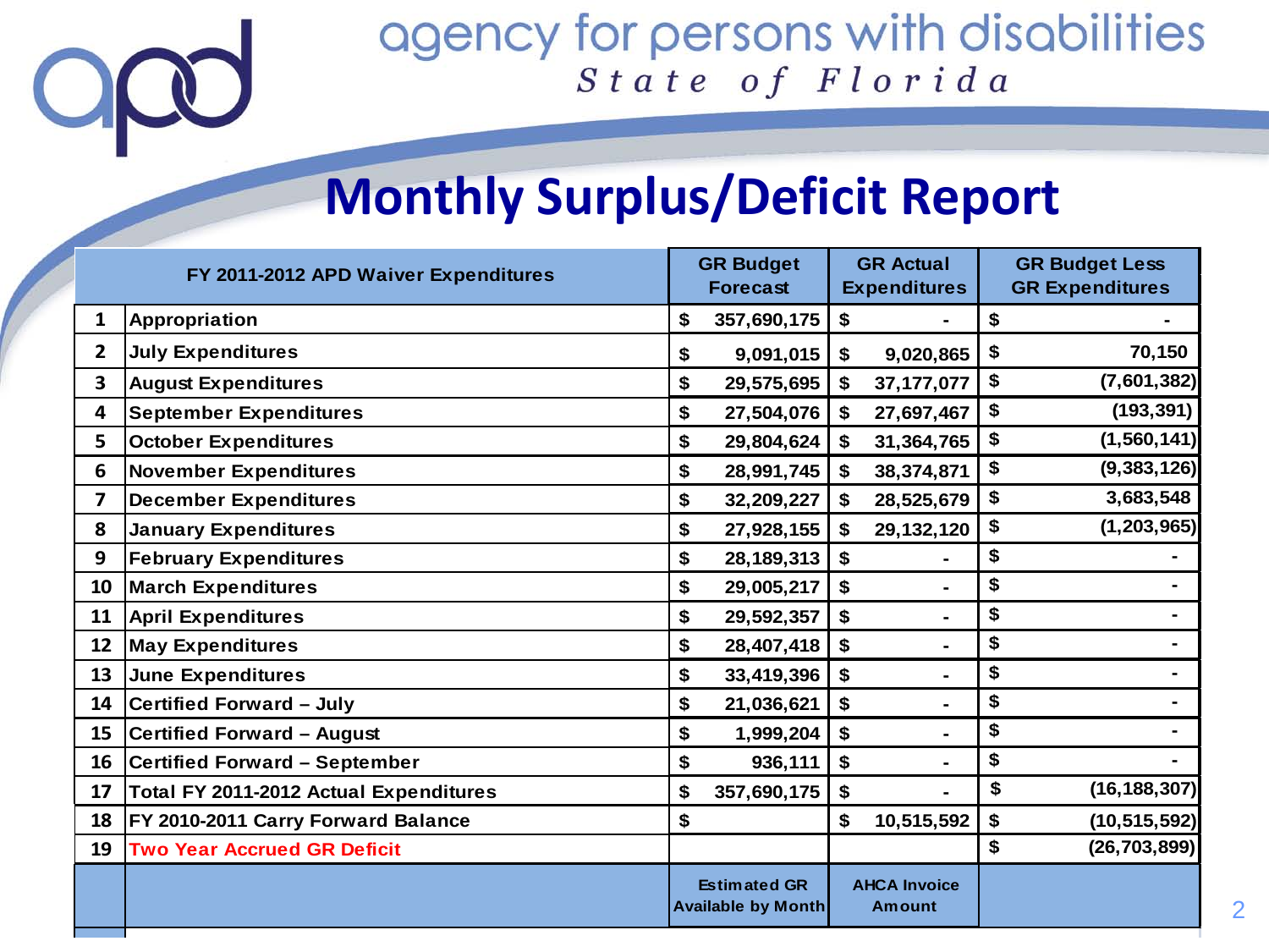agency for persons with disabilities
*State of Florida*

# Monthly Surplus/Deficit Report

| | FY 2011-2012 APD Waiver Expenditures | GR Budget Forecast | GR Actual Expenditures | GR Budget Less GR Expenditures |
|---|---|---|---|---|
| 1 | Appropriation | $ 357,690,175 | $ - | $ - |
| 2 | July Expenditures | $ 9,091,015 | $ 9,020,865 | $ 70,150 |
| 3 | August Expenditures | $ 29,575,695 | $ 37,177,077 | $ (7,601,382) |
| 4 | September Expenditures | $ 27,504,076 | $ 27,697,467 | $ (193,391) |
| 5 | October Expenditures | $ 29,804,624 | $ 31,364,765 | $ (1,560,141) |
| 6 | November Expenditures | $ 28,991,745 | $ 38,374,871 | $ (9,383,126) |
| 7 | December Expenditures | $ 32,209,227 | $ 28,525,679 | $ 3,683,548 |
| 8 | January Expenditures | $ 27,928,155 | $ 29,132,120 | $ (1,203,965) |
| 9 | February Expenditures | $ 28,189,313 | $ - | $ - |
| 10 | March Expenditures | $ 29,005,217 | $ - | $ - |
| 11 | April Expenditures | $ 29,592,357 | $ - | $ - |
| 12 | May Expenditures | $ 28,407,418 | $ - | $ - |
| 13 | June Expenditures | $ 33,419,396 | $ - | $ - |
| 14 | Certified Forward – July | $ 21,036,621 | $ - | $ - |
| 15 | Certified Forward – August | $ 1,999,204 | $ - | $ - |
| 16 | Certified Forward – September | $ 936,111 | $ - | $ - |
| 17 | Total FY 2011-2012 Actual Expenditures | $ 357,690,175 | $ - | $ (16,188,307) |
| 18 | FY 2010-2011 Carry Forward Balance | $ | $ 10,515,592 | $ (10,515,592) |
| 19 | Two Year Accrued GR Deficit | | | $ (26,703,899) |
| | | Estimated GR Available by Month | AHCA Invoice Amount | |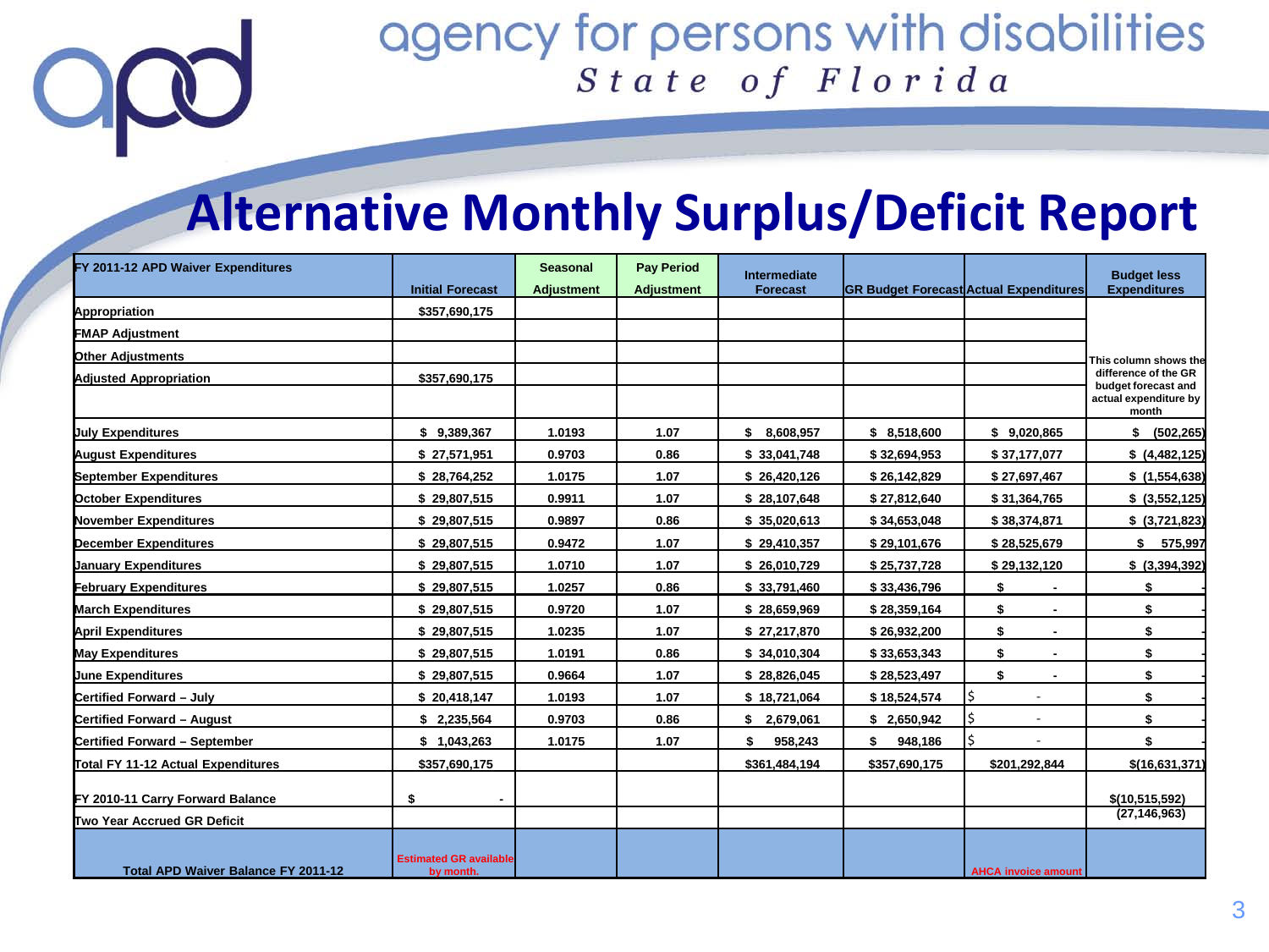agency for persons with disabilities
*State of Florida*

# Alternative Monthly Surplus/Deficit Report

| FY 2011-12 APD Waiver Expenditures | Initial Forecast | Seasonal Adjustment | Pay Period Adjustment | Intermediate Forecast | GR Budget Forecast | Actual Expenditures | Budget less Expenditures |
|---|---|---|---|---|---|---|---|
| Appropriation | $357,690,175 | | | | | | |
| FMAP Adjustment | | | | | | | |
| Other Adjustments | | | | | | | This column shows the difference of the GR budget forecast and actual expenditure by month |
| Adjusted Appropriation | $357,690,175 | | | | | | |
| | | | | | | | |
| July Expenditures | $ 9,389,367 | 1.0193 | 1.07 | $ 8,608,957 | $ 8,518,600 | $ 9,020,865 | $ (502,265) |
| August Expenditures | $ 27,571,951 | 0.9703 | 0.86 | $ 33,041,748 | $ 32,694,953 | $ 37,177,077 | $ (4,482,125) |
| September Expenditures | $ 28,764,252 | 1.0175 | 1.07 | $ 26,420,126 | $ 26,142,829 | $ 27,697,467 | $ (1,554,638) |
| October Expenditures | $ 29,807,515 | 0.9911 | 1.07 | $ 28,107,648 | $ 27,812,640 | $ 31,364,765 | $ (3,552,125) |
| November Expenditures | $ 29,807,515 | 0.9897 | 0.86 | $ 35,020,613 | $ 34,653,048 | $ 38,374,871 | $ (3,721,823) |
| December Expenditures | $ 29,807,515 | 0.9472 | 1.07 | $ 29,410,357 | $ 29,101,676 | $ 28,525,679 | $ 575,997 |
| January Expenditures | $ 29,807,515 | 1.0710 | 1.07 | $ 26,010,729 | $ 25,737,728 | $ 29,132,120 | $ (3,394,392) |
| February Expenditures | $ 29,807,515 | 1.0257 | 0.86 | $ 33,791,460 | $ 33,436,796 | $ - | $ - |
| March Expenditures | $ 29,807,515 | 0.9720 | 1.07 | $ 28,659,969 | $ 28,359,164 | $ - | $ - |
| April Expenditures | $ 29,807,515 | 1.0235 | 1.07 | $ 27,217,870 | $ 26,932,200 | $ - | $ - |
| May Expenditures | $ 29,807,515 | 1.0191 | 0.86 | $ 34,010,304 | $ 33,653,343 | $ - | $ - |
| June Expenditures | $ 29,807,515 | 0.9664 | 1.07 | $ 28,826,045 | $ 28,523,497 | $ - | $ - |
| Certified Forward – July | $ 20,418,147 | 1.0193 | 1.07 | $ 18,721,064 | $ 18,524,574 | $ - | $ - |
| Certified Forward – August | $ 2,235,564 | 0.9703 | 0.86 | $ 2,679,061 | $ 2,650,942 | $ - | $ - |
| Certified Forward – September | $ 1,043,263 | 1.0175 | 1.07 | $ 958,243 | $ 948,186 | $ - | $ - |
| Total FY 11-12 Actual Expenditures | $357,690,175 | | | $361,484,194 | $357,690,175 | $201,292,844 | $(16,631,371) |
| FY 2010-11 Carry Forward Balance | $ - | | | | | | $(10,515,592) |
| Two Year Accrued GR Deficit | | | | | | | (27,146,963) |
| Total APD Waiver Balance FY 2011-12 | Estimated GR available by month. | | | | | AHCA invoice amount | |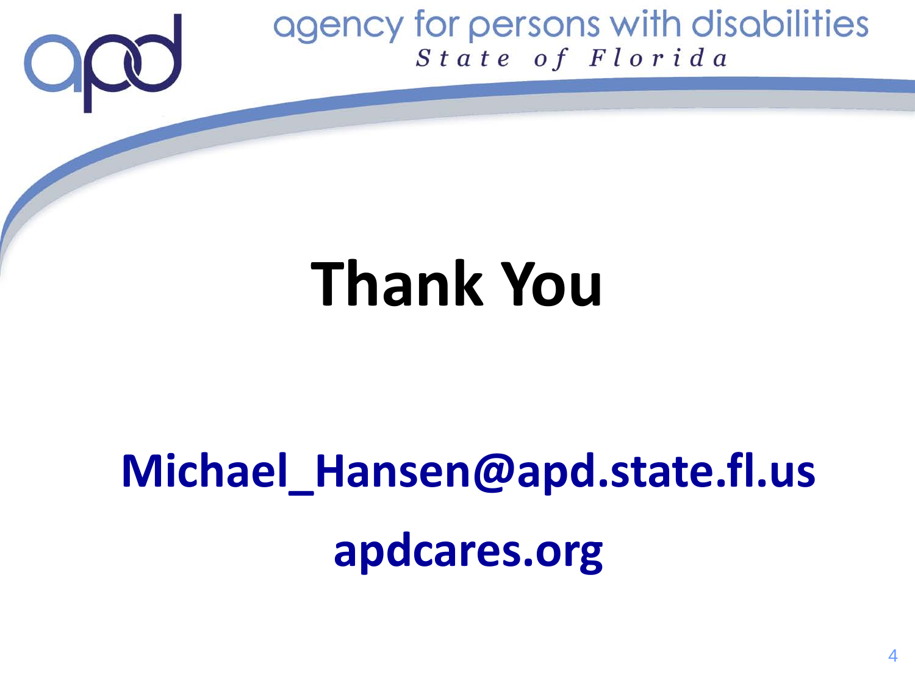# Thank You

**Michael_Hansen@apd.state.fl.us**

**apdcares.org**